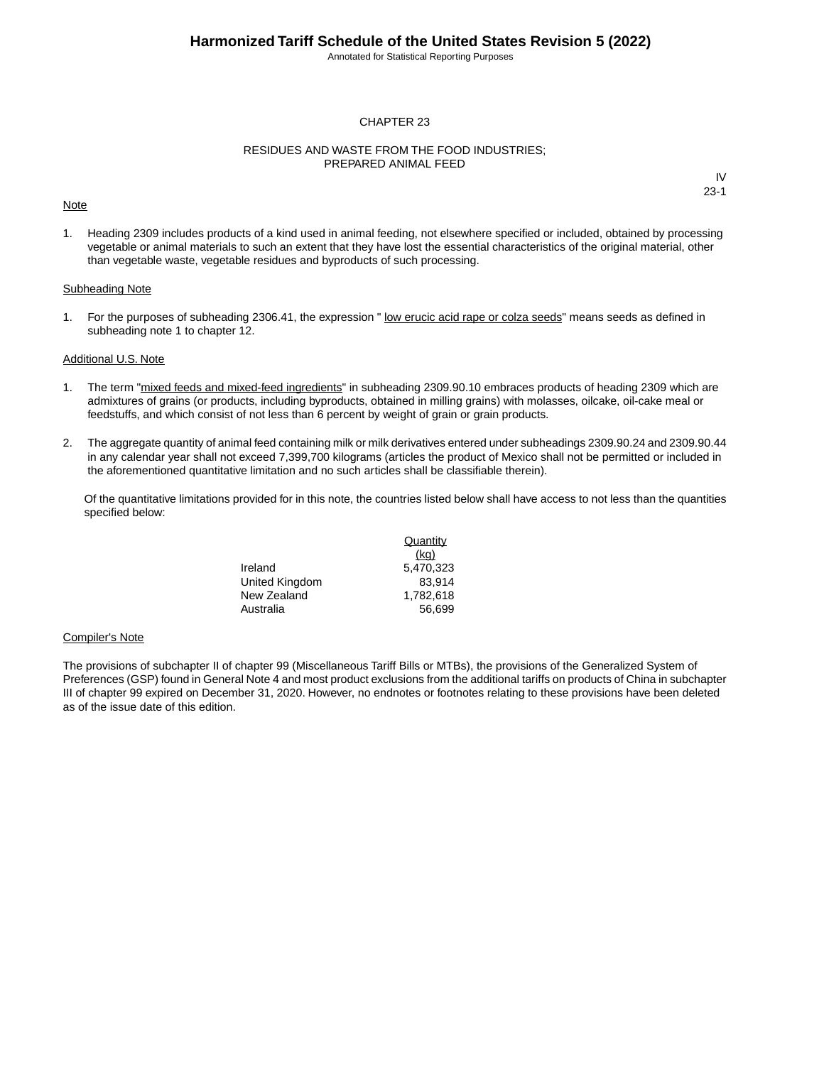# CHAPTER 23

## RESIDUES AND WASTE FROM THE FOOD INDUSTRIES; PREPARED ANIMAL FEED

IV
23-1

Note

1. Heading 2309 includes products of a kind used in animal feeding, not elsewhere specified or included, obtained by processing vegetable or animal materials to such an extent that they have lost the essential characteristics of the original material, other than vegetable waste, vegetable residues and byproducts of such processing.

Subheading Note

1. For the purposes of subheading 2306.41, the expression " low erucic acid rape or colza seeds" means seeds as defined in subheading note 1 to chapter 12.

Additional U.S. Note

1. The term "mixed feeds and mixed-feed ingredients" in subheading 2309.90.10 embraces products of heading 2309 which are admixtures of grains (or products, including byproducts, obtained in milling grains) with molasses, oilcake, oil-cake meal or feedstuffs, and which consist of not less than 6 percent by weight of grain or grain products.

2. The aggregate quantity of animal feed containing milk or milk derivatives entered under subheadings 2309.90.24 and 2309.90.44 in any calendar year shall not exceed 7,399,700 kilograms (articles the product of Mexico shall not be permitted or included in the aforementioned quantitative limitation and no such articles shall be classifiable therein).

   Of the quantitative limitations provided for in this note, the countries listed below shall have access to not less than the quantities specified below:

| | Quantity (kg) |
|---|---|
| Ireland | 5,470,323 |
| United Kingdom | 83,914 |
| New Zealand | 1,782,618 |
| Australia | 56,699 |

Compiler's Note

The provisions of subchapter II of chapter 99 (Miscellaneous Tariff Bills or MTBs), the provisions of the Generalized System of Preferences (GSP) found in General Note 4 and most product exclusions from the additional tariffs on products of China in subchapter III of chapter 99 expired on December 31, 2020. However, no endnotes or footnotes relating to these provisions have been deleted as of the issue date of this edition.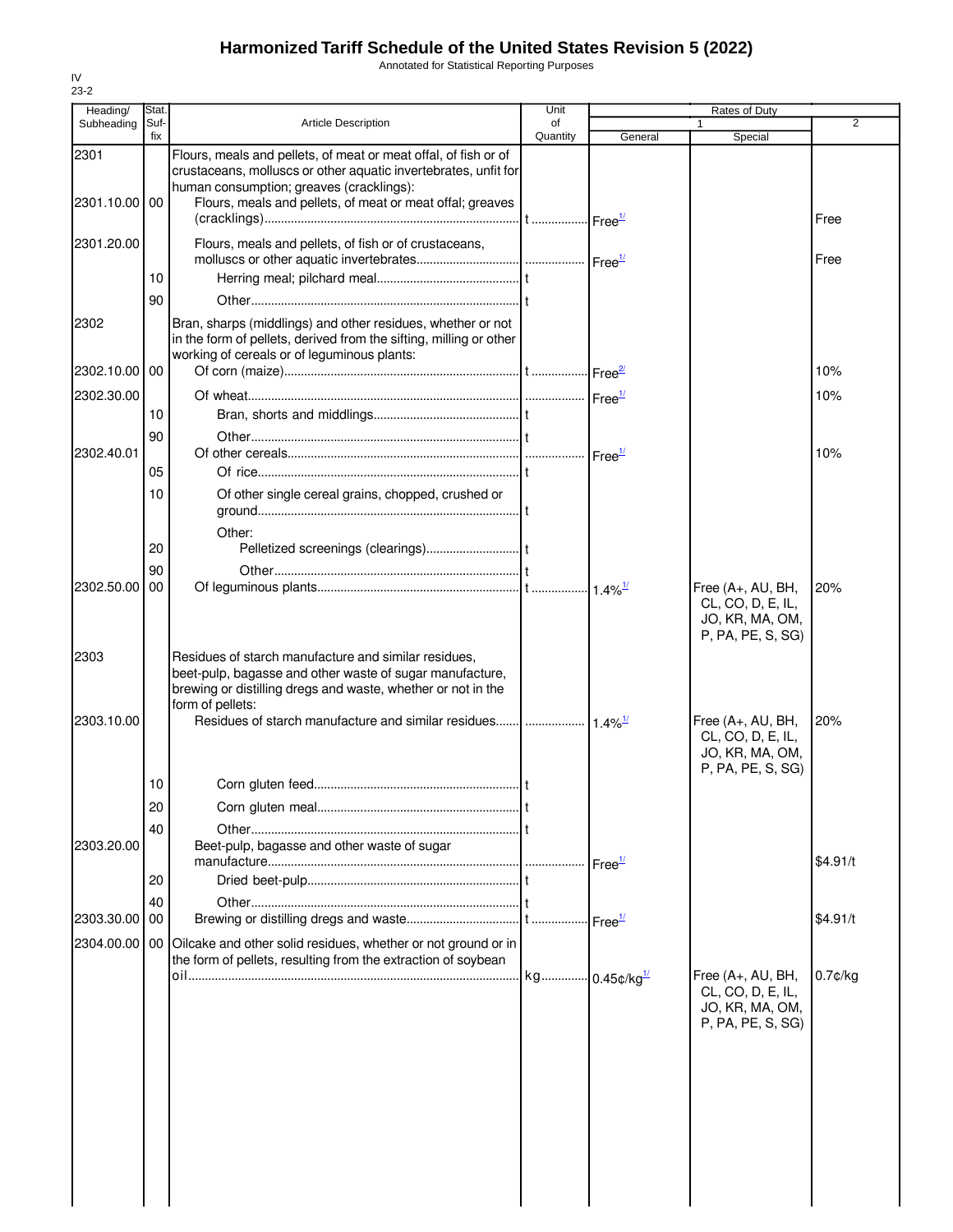# Harmonized Tariff Schedule of the United States Revision 5 (2022)

Annotated for Statistical Reporting Purposes

IV
23-2

| Heading/ Subheading | Stat. Suf-fix | Article Description | Unit of Quantity | Rates of Duty 1 General | Special | 2 |
|---|---|---|---|---|---|---|
| 2301 | | Flours, meals and pellets, of meat or meat offal, of fish or of crustaceans, molluscs or other aquatic invertebrates, unfit for human consumption; greaves (cracklings): | | | | |
| 2301.10.00 | 00 | Flours, meals and pellets, of meat or meat offal; greaves (cracklings) | t | Free[1/] | | Free |
| 2301.20.00 | | Flours, meals and pellets, of fish or of crustaceans, molluscs or other aquatic invertebrates | | Free[1/] | | Free |
| | 10 | Herring meal; pilchard meal | t | | | |
| | 90 | Other | t | | | |
| 2302 | | Bran, sharps (middlings) and other residues, whether or not in the form of pellets, derived from the sifting, milling or other working of cereals or of leguminous plants: | | | | |
| 2302.10.00 | 00 | Of corn (maize) | t | Free[2/] | | 10% |
| 2302.30.00 | | Of wheat | | Free[1/] | | 10% |
| | 10 | Bran, shorts and middlings | t | | | |
| | 90 | Other | t | | | |
| 2302.40.01 | | Of other cereals | | Free[1/] | | 10% |
| | 05 | Of rice | t | | | |
| | 10 | Of other single cereal grains, chopped, crushed or ground | t | | | |
| | | Other: | | | | |
| | 20 | Pelletized screenings (clearings) | t | | | |
| | 90 | Other | t | | | |
| 2302.50.00 | 00 | Of leguminous plants | t | 1.4%[1/] | Free (A+, AU, BH, CL, CO, D, E, IL, JO, KR, MA, OM, P, PA, PE, S, SG) | 20% |
| 2303 | | Residues of starch manufacture and similar residues, beet-pulp, bagasse and other waste of sugar manufacture, brewing or distilling dregs and waste, whether or not in the form of pellets: | | | | |
| 2303.10.00 | | Residues of starch manufacture and similar residues | | 1.4%[1/] | Free (A+, AU, BH, CL, CO, D, E, IL, JO, KR, MA, OM, P, PA, PE, S, SG) | 20% |
| | 10 | Corn gluten feed | t | | | |
| | 20 | Corn gluten meal | t | | | |
| | 40 | Other | t | | | |
| 2303.20.00 | | Beet-pulp, bagasse and other waste of sugar manufacture | | Free[1/] | | $4.91/t |
| | 20 | Dried beet-pulp | t | | | |
| | 40 | Other | t | | | |
| 2303.30.00 | 00 | Brewing or distilling dregs and waste | t | Free[1/] | | $4.91/t |
| 2304.00.00 | 00 | Oilcake and other solid residues, whether or not ground or in the form of pellets, resulting from the extraction of soybean oil | kg | 0.45¢/kg[1/] | Free (A+, AU, BH, CL, CO, D, E, IL, JO, KR, MA, OM, P, PA, PE, S, SG) | 0.7¢/kg |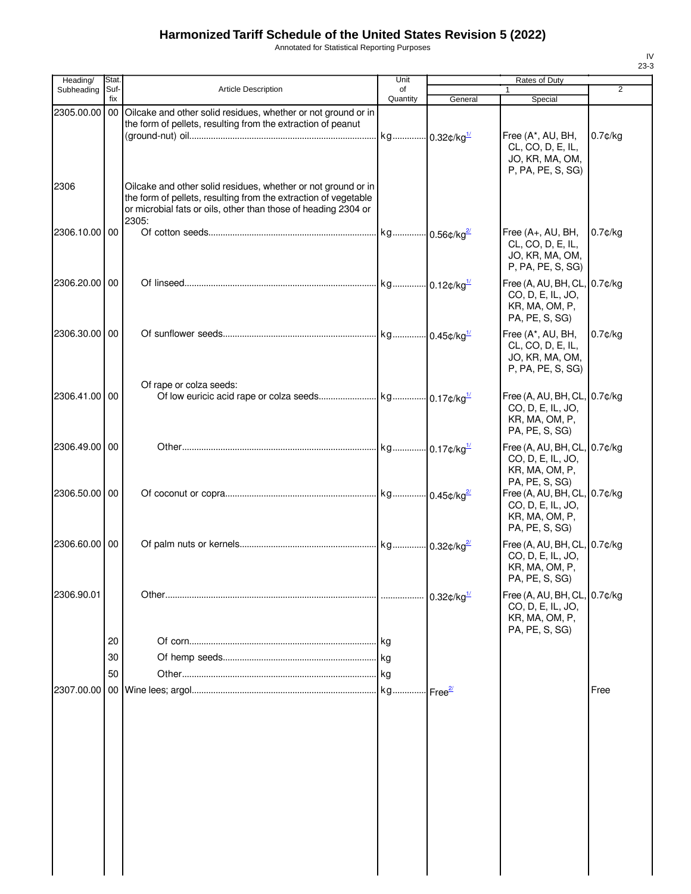# Harmonized Tariff Schedule of the United States Revision 5 (2022)

Annotated for Statistical Reporting Purposes

| Heading/ Subheading | Stat. Suf- fix | Article Description | Unit of Quantity | Rates of Duty 1 General | Special | 2 |
|---|---|---|---|---|---|---|
| 2305.00.00 | 00 | Oilcake and other solid residues, whether or not ground or in the form of pellets, resulting from the extraction of peanut (ground-nut) oil | kg | 0.32¢/kg[1/] | Free (A*, AU, BH, CL, CO, D, E, IL, JO, KR, MA, OM, P, PA, PE, S, SG) | 0.7¢/kg |
| 2306 | | Oilcake and other solid residues, whether or not ground or in the form of pellets, resulting from the extraction of vegetable or microbial fats or oils, other than those of heading 2304 or 2305: | | | | |
| 2306.10.00 | 00 | Of cotton seeds | kg | 0.56¢/kg[2/] | Free (A+, AU, BH, CL, CO, D, E, IL, JO, KR, MA, OM, P, PA, PE, S, SG) | 0.7¢/kg |
| 2306.20.00 | 00 | Of linseed | kg | 0.12¢/kg[1/] | Free (A, AU, BH, CL, CO, D, E, IL, JO, KR, MA, OM, P, PA, PE, S, SG) | 0.7¢/kg |
| 2306.30.00 | 00 | Of sunflower seeds | kg | 0.45¢/kg[1/] | Free (A*, AU, BH, CL, CO, D, E, IL, JO, KR, MA, OM, P, PA, PE, S, SG) | 0.7¢/kg |
| | | Of rape or colza seeds: | | | | |
| 2306.41.00 | 00 | Of low euricic acid rape or colza seeds | kg | 0.17¢/kg[1/] | Free (A, AU, BH, CL, CO, D, E, IL, JO, KR, MA, OM, P, PA, PE, S, SG) | 0.7¢/kg |
| 2306.49.00 | 00 | Other | kg | 0.17¢/kg[1/] | Free (A, AU, BH, CL, CO, D, E, IL, JO, KR, MA, OM, P, PA, PE, S, SG) | 0.7¢/kg |
| 2306.50.00 | 00 | Of coconut or copra | kg | 0.45¢/kg[2/] | Free (A, AU, BH, CL, CO, D, E, IL, JO, KR, MA, OM, P, PA, PE, S, SG) | 0.7¢/kg |
| 2306.60.00 | 00 | Of palm nuts or kernels | kg | 0.32¢/kg[2/] | Free (A, AU, BH, CL, CO, D, E, IL, JO, KR, MA, OM, P, PA, PE, S, SG) | 0.7¢/kg |
| 2306.90.01 | | Other | | 0.32¢/kg[1/] | Free (A, AU, BH, CL, CO, D, E, IL, JO, KR, MA, OM, P, PA, PE, S, SG) | 0.7¢/kg |
| | 20 | Of corn | kg | | | |
| | 30 | Of hemp seeds | kg | | | |
| | 50 | Other | kg | | | |
| 2307.00.00 | 00 | Wine lees; argol | kg | Free[2/] | | Free |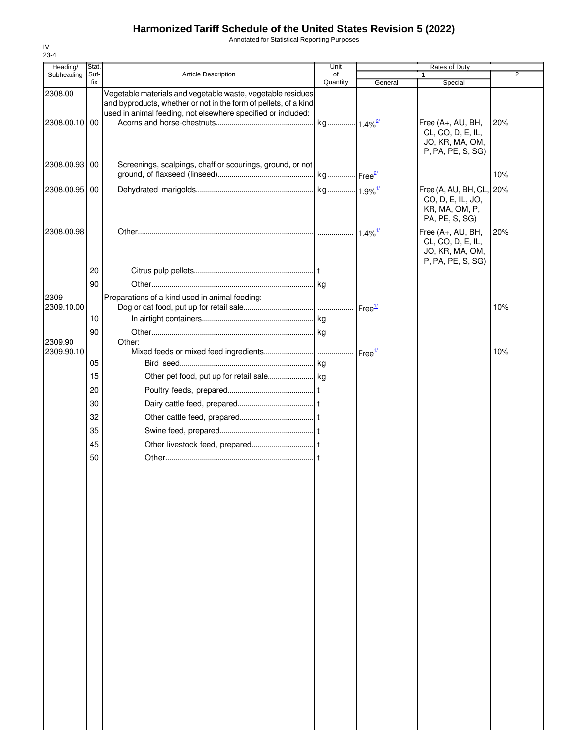# Harmonized Tariff Schedule of the United States Revision 5 (2022)

Annotated for Statistical Reporting Purposes

IV
23-4

| Heading/ Subheading | Stat. Suf-fix | Article Description | Unit of Quantity | Rates of Duty 1 General | Special | 2 |
|---|---|---|---|---|---|---|
| 2308.00 | | Vegetable materials and vegetable waste, vegetable residues and byproducts, whether or not in the form of pellets, of a kind used in animal feeding, not elsewhere specified or included: | | | | |
| 2308.00.10 | 00 | Acorns and horse-chestnuts | kg | 1.4%[2/] | Free (A+, AU, BH, CL, CO, D, E, IL, JO, KR, MA, OM, P, PA, PE, S, SG) | 20% |
| 2308.00.93 | 00 | Screenings, scalpings, chaff or scourings, ground, or not ground, of flaxseed (linseed) | kg | Free[2/] | | 10% |
| 2308.00.95 | 00 | Dehydrated marigolds | kg | 1.9%[1/] | Free (A, AU, BH, CL, CO, D, E, IL, JO, KR, MA, OM, P, PA, PE, S, SG) | 20% |
| 2308.00.98 | | Other | | 1.4%[1/] | Free (A+, AU, BH, CL, CO, D, E, IL, JO, KR, MA, OM, P, PA, PE, S, SG) | 20% |
| | 20 | Citrus pulp pellets | t | | | |
| | 90 | Other | kg | | | |
| 2309 | | Preparations of a kind used in animal feeding: | | | | |
| 2309.10.00 | | Dog or cat food, put up for retail sale | | Free[1/] | | 10% |
| | 10 | In airtight containers | kg | | | |
| | 90 | Other | kg | | | |
| 2309.90 | | Other: | | | | |
| 2309.90.10 | | Mixed feeds or mixed feed ingredients | | Free[1/] | | 10% |
| | 05 | Bird seed | kg | | | |
| | 15 | Other pet food, put up for retail sale | kg | | | |
| | 20 | Poultry feeds, prepared | t | | | |
| | 30 | Dairy cattle feed, prepared | t | | | |
| | 32 | Other cattle feed, prepared | t | | | |
| | 35 | Swine feed, prepared | t | | | |
| | 45 | Other livestock feed, prepared | t | | | |
| | 50 | Other | t | | | |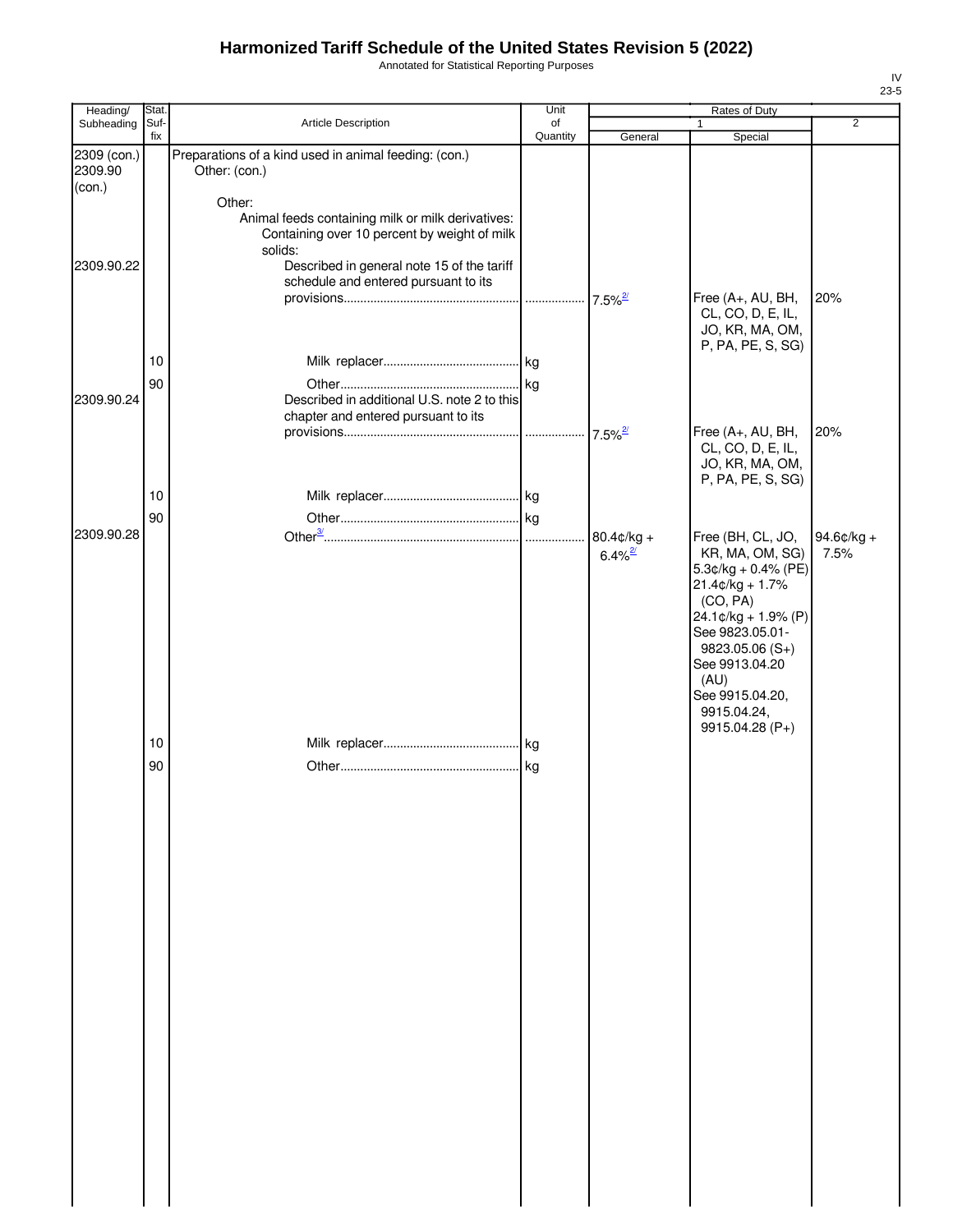# Harmonized Tariff Schedule of the United States Revision 5 (2022)

Annotated for Statistical Reporting Purposes

IV
23-5

| Heading/ Subheading | Stat. Suf- fix | Article Description | Unit of Quantity | Rates of Duty | | |
|---|---|---|---|---|---|---|
| | | | | 1 | | 2 |
| | | | | General | Special | |
| 2309 (con.) 2309.90 (con.) | | Preparations of a kind used in animal feeding: (con.) Other: (con.) | | | | |
| | | Other: | | | | |
| | | Animal feeds containing milk or milk derivatives: | | | | |
| | | Containing over 10 percent by weight of milk solids: | | | | |
| 2309.90.22 | | Described in general note 15 of the tariff schedule and entered pursuant to its provisions | | 7.5%[2/] | Free (A+, AU, BH, CL, CO, D, E, IL, JO, KR, MA, OM, P, PA, PE, S, SG) | 20% |
| | 10 | Milk replacer | kg | | | |
| | 90 | Other | kg | | | |
| 2309.90.24 | | Described in additional U.S. note 2 to this chapter and entered pursuant to its provisions | | 7.5%[2/] | Free (A+, AU, BH, CL, CO, D, E, IL, JO, KR, MA, OM, P, PA, PE, S, SG) | 20% |
| | 10 | Milk replacer | kg | | | |
| | 90 | Other | kg | | | |
| 2309.90.28 | | Other[3/] | | 80.4¢/kg + 6.4%[2/] | Free (BH, CL, JO, KR, MA, OM, SG) 5.3¢/kg + 0.4% (PE) 21.4¢/kg + 1.7% (CO, PA) 24.1¢/kg + 1.9% (P) See 9823.05.01-9823.05.06 (S+) See 9913.04.20 (AU) See 9915.04.20, 9915.04.24, 9915.04.28 (P+) | 94.6¢/kg + 7.5% |
| | 10 | Milk replacer | kg | | | |
| | 90 | Other | kg | | | |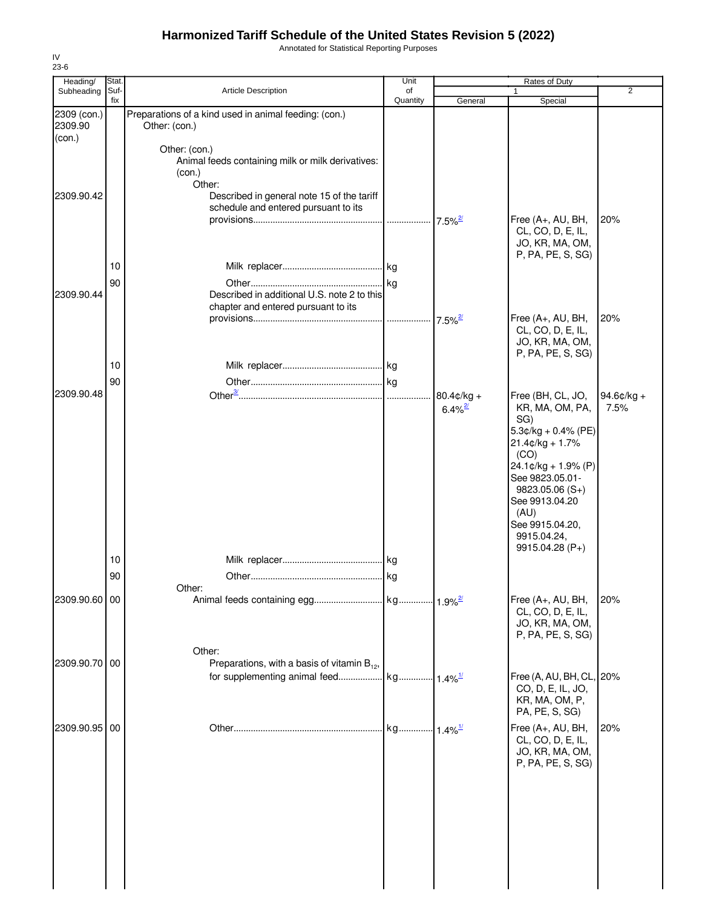# Harmonized Tariff Schedule of the United States Revision 5 (2022)

Annotated for Statistical Reporting Purposes

IV
23-6

| Heading/ Subheading | Stat. Suf- fix | Article Description | Unit of Quantity | Rates of Duty 1 General | Rates of Duty 1 Special | Rates of Duty 2 |
|---|---|---|---|---|---|---|
| 2309 (con.) 2309.90 (con.) | | Preparations of a kind used in animal feeding: (con.) Other: (con.) | | | | |
| | | Other: (con.) Animal feeds containing milk or milk derivatives: (con.) Other: | | | | |
| 2309.90.42 | | Described in general note 15 of the tariff schedule and entered pursuant to its provisions | | 7.5%[2/] | Free (A+, AU, BH, CL, CO, D, E, IL, JO, KR, MA, OM, P, PA, PE, S, SG) | 20% |
| | 10 | Milk replacer | kg | | | |
| | 90 | Other | kg | | | |
| 2309.90.44 | | Described in additional U.S. note 2 to this chapter and entered pursuant to its provisions | | 7.5%[2/] | Free (A+, AU, BH, CL, CO, D, E, IL, JO, KR, MA, OM, P, PA, PE, S, SG) | 20% |
| | 10 | Milk replacer | kg | | | |
| | 90 | Other | kg | | | |
| 2309.90.48 | | Other[3/] | | 80.4¢/kg + 6.4%[2/] | Free (BH, CL, JO, KR, MA, OM, PA, SG) 5.3¢/kg + 0.4% (PE) 21.4¢/kg + 1.7% (CO) 24.1¢/kg + 1.9% (P) See 9823.05.01-9823.05.06 (S+) See 9913.04.20 (AU) See 9915.04.20, 9915.04.24, 9915.04.28 (P+) | 94.6¢/kg + 7.5% |
| | 10 | Milk replacer | kg | | | |
| | 90 | Other | kg | | | |
| | | Other: | | | | |
| 2309.90.60 | 00 | Animal feeds containing egg | kg | 1.9%[2/] | Free (A+, AU, BH, CL, CO, D, E, IL, JO, KR, MA, OM, P, PA, PE, S, SG) | 20% |
| | | Other: | | | | |
| 2309.90.70 | 00 | Preparations, with a basis of vitamin $B_{12}$, for supplementing animal feed | kg | 1.4%[1/] | Free (A, AU, BH, CL, CO, D, E, IL, JO, KR, MA, OM, P, PA, PE, S, SG) | 20% |
| 2309.90.95 | 00 | Other | kg | 1.4%[1/] | Free (A+, AU, BH, CL, CO, D, E, IL, JO, KR, MA, OM, P, PA, PE, S, SG) | 20% |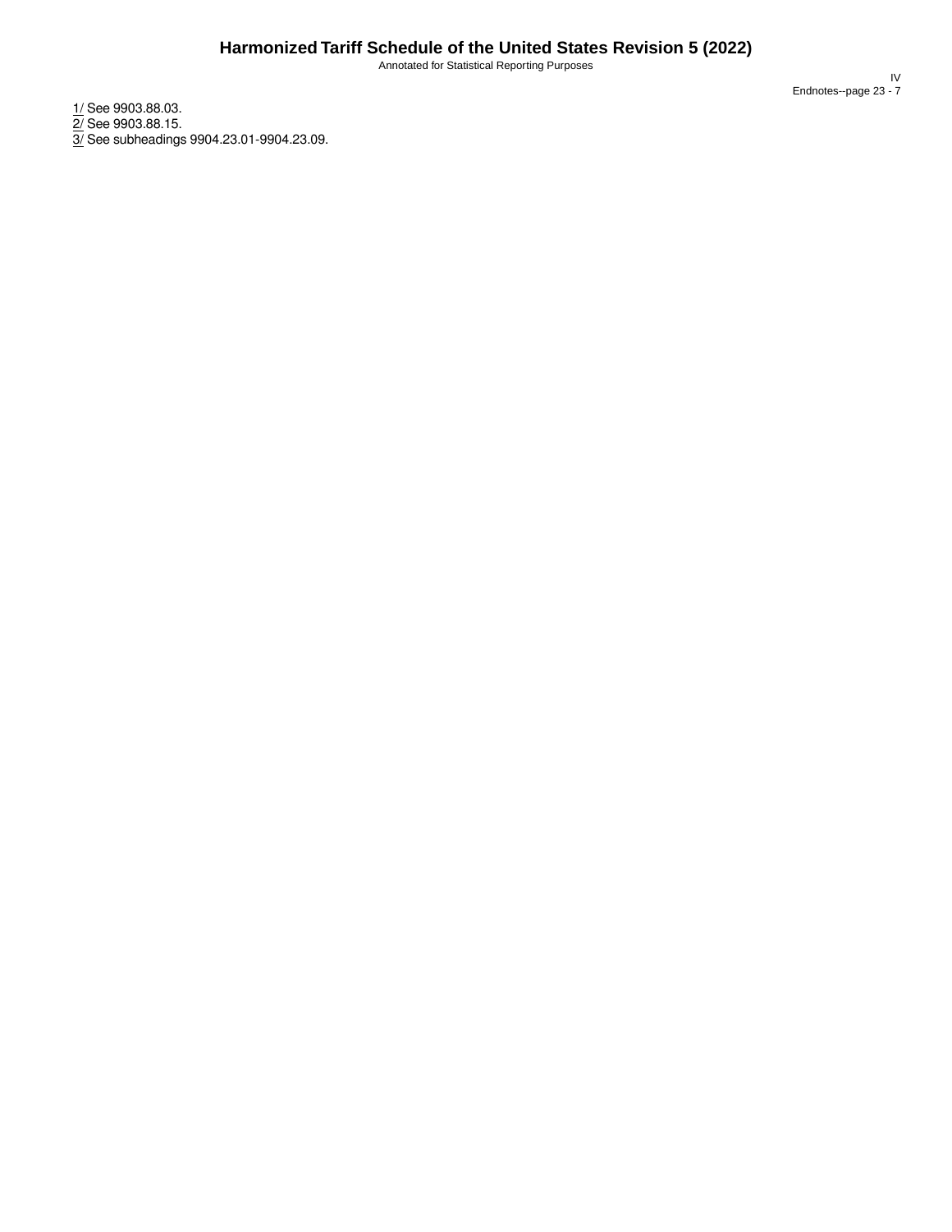1/ See 9903.88.03.
2/ See 9903.88.15.
3/ See subheadings 9904.23.01-9904.23.09.